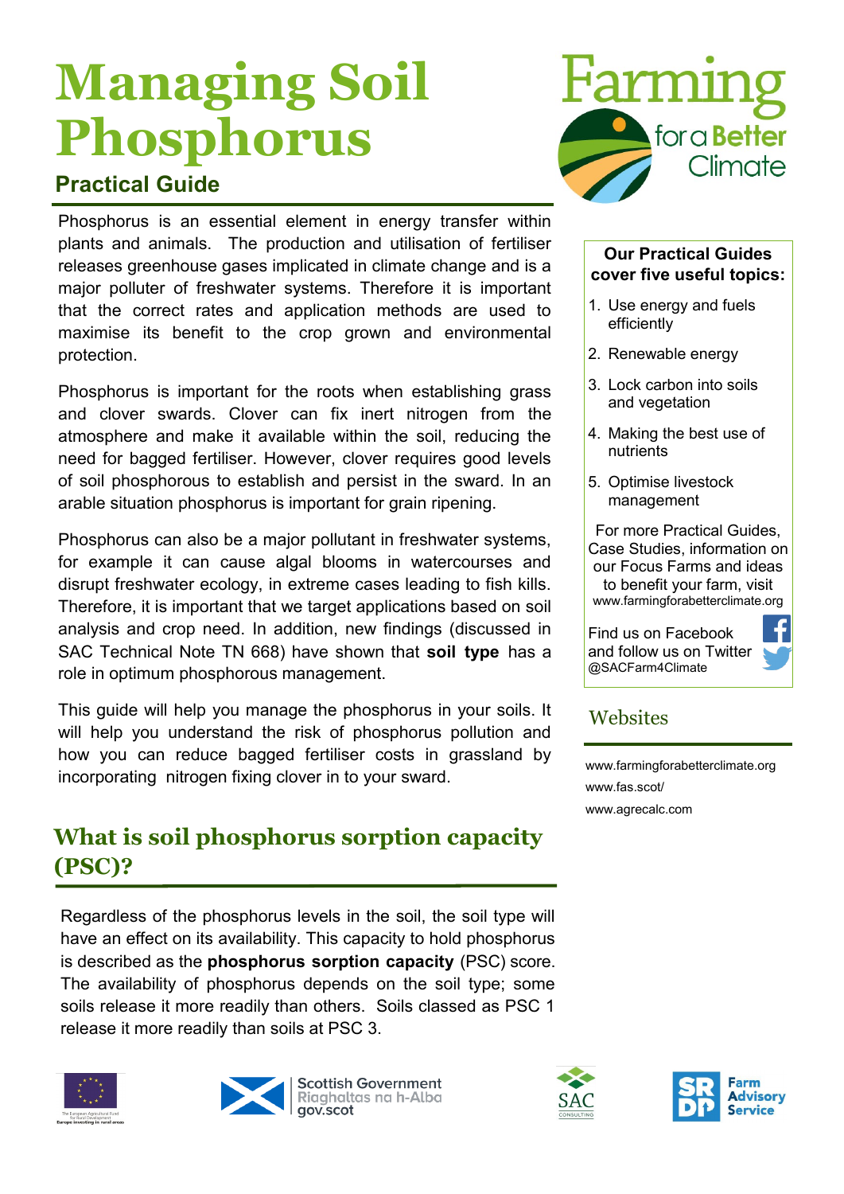# Managing Soil Phosphorus

## Practical Guide

Phosphorus is an essential element in energy transfer within plants and animals. The production and utilisation of fertiliser releases greenhouse gases implicated in climate change and is a major polluter of freshwater systems. Therefore it is important that the correct rates and application methods are used to maximise its benefit to the crop grown and environmental protection.

Phosphorus is important for the roots when establishing grass and clover swards. Clover can fix inert nitrogen from the atmosphere and make it available within the soil, reducing the need for bagged fertiliser. However, clover requires good levels of soil phosphorous to establish and persist in the sward. In an arable situation phosphorus is important for grain ripening.

Phosphorus can also be a major pollutant in freshwater systems, for example it can cause algal blooms in watercourses and disrupt freshwater ecology, in extreme cases leading to fish kills. Therefore, it is important that we target applications based on soil analysis and crop need. In addition, new findings (discussed in SAC Technical Note TN 668) have shown that **soil type** has a role in optimum phosphorous management.

This guide will help you manage the phosphorus in your soils. It will help you understand the risk of phosphorus pollution and how you can reduce bagged fertiliser costs in grassland by incorporating nitrogen fixing clover in to your sward.

## What is soil phosphorus sorption capacity (PSC)?

Regardless of the phosphorus levels in the soil, the soil type will have an effect on its availability. This capacity to hold phosphorus is described as the **phosphorus sorption capacity** (PSC) score. The availability of phosphorus depends on the soil type; some soils release it more readily than others. Soils classed as PSC 1 release it more readily than soils at PSC 3.

**Our Practical Guides cover five useful topics:**

1. Use energy and fuels efficiently
2. Renewable energy
3. Lock carbon into soils and vegetation
4. Making the best use of nutrients
5. Optimise livestock management

For more Practical Guides, Case Studies, information on our Focus Farms and ideas to benefit your farm, visit www.farmingforabetterclimate.org

Find us on Facebook and follow us on Twitter @SACFarm4Climate

## Websites

www.farmingforabetterclimate.org

www.fas.scot/

www.agrecalc.com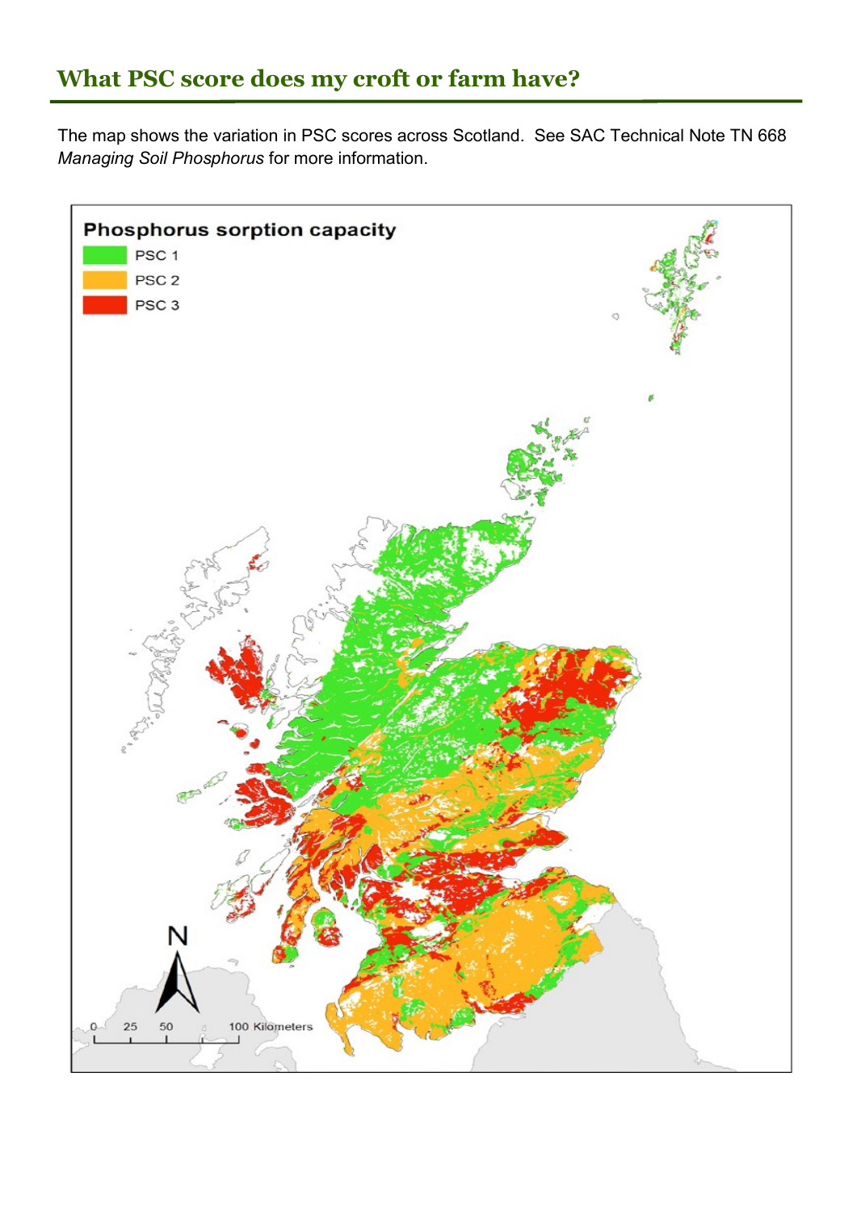## What PSC score does my croft or farm have?

The map shows the variation in PSC scores across Scotland. See SAC Technical Note TN 668 *Managing Soil Phosphorus* for more information.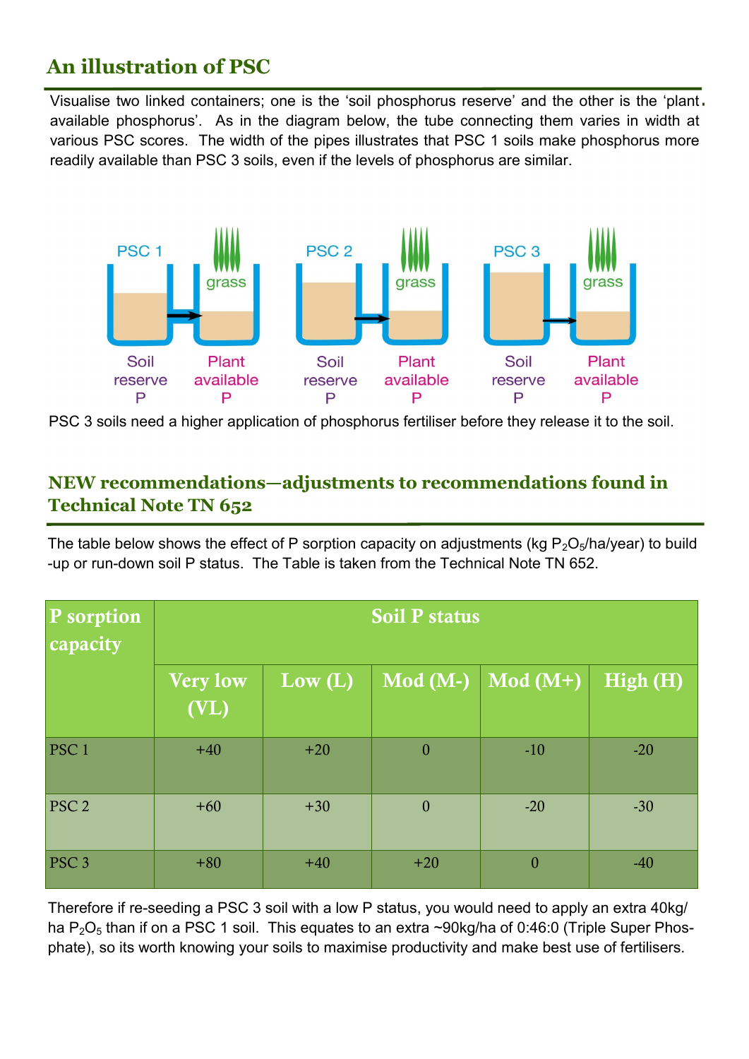## An illustration of PSC

Visualise two linked containers; one is the 'soil phosphorus reserve' and the other is the 'plant available phosphorus'. As in the diagram below, the tube connecting them varies in width at various PSC scores. The width of the pipes illustrates that PSC 1 soils make phosphorus more readily available than PSC 3 soils, even if the levels of phosphorus are similar.

PSC 1 — Soil reserve P → Plant available P (grass)

PSC 2 — Soil reserve P → Plant available P (grass)

PSC 3 — Soil reserve P → Plant available P (grass)

PSC 3 soils need a higher application of phosphorus fertiliser before they release it to the soil.

## NEW recommendations—adjustments to recommendations found in Technical Note TN 652

The table below shows the effect of P sorption capacity on adjustments (kg $P_2O_5$/ha/year) to build-up or run-down soil P status. The Table is taken from the Technical Note TN 652.

| P sorption capacity | Soil P status | | | | |
|---|---|---|---|---|---|
| | Very low (VL) | Low (L) | Mod (M-) | Mod (M+) | High (H) |
| PSC 1 | +40 | +20 | 0 | -10 | -20 |
| PSC 2 | +60 | +30 | 0 | -20 | -30 |
| PSC 3 | +80 | +40 | +20 | 0 | -40 |

Therefore if re-seeding a PSC 3 soil with a low P status, you would need to apply an extra 40kg/ha $P_2O_5$ than if on a PSC 1 soil. This equates to an extra ~90kg/ha of 0:46:0 (Triple Super Phosphate), so its worth knowing your soils to maximise productivity and make best use of fertilisers.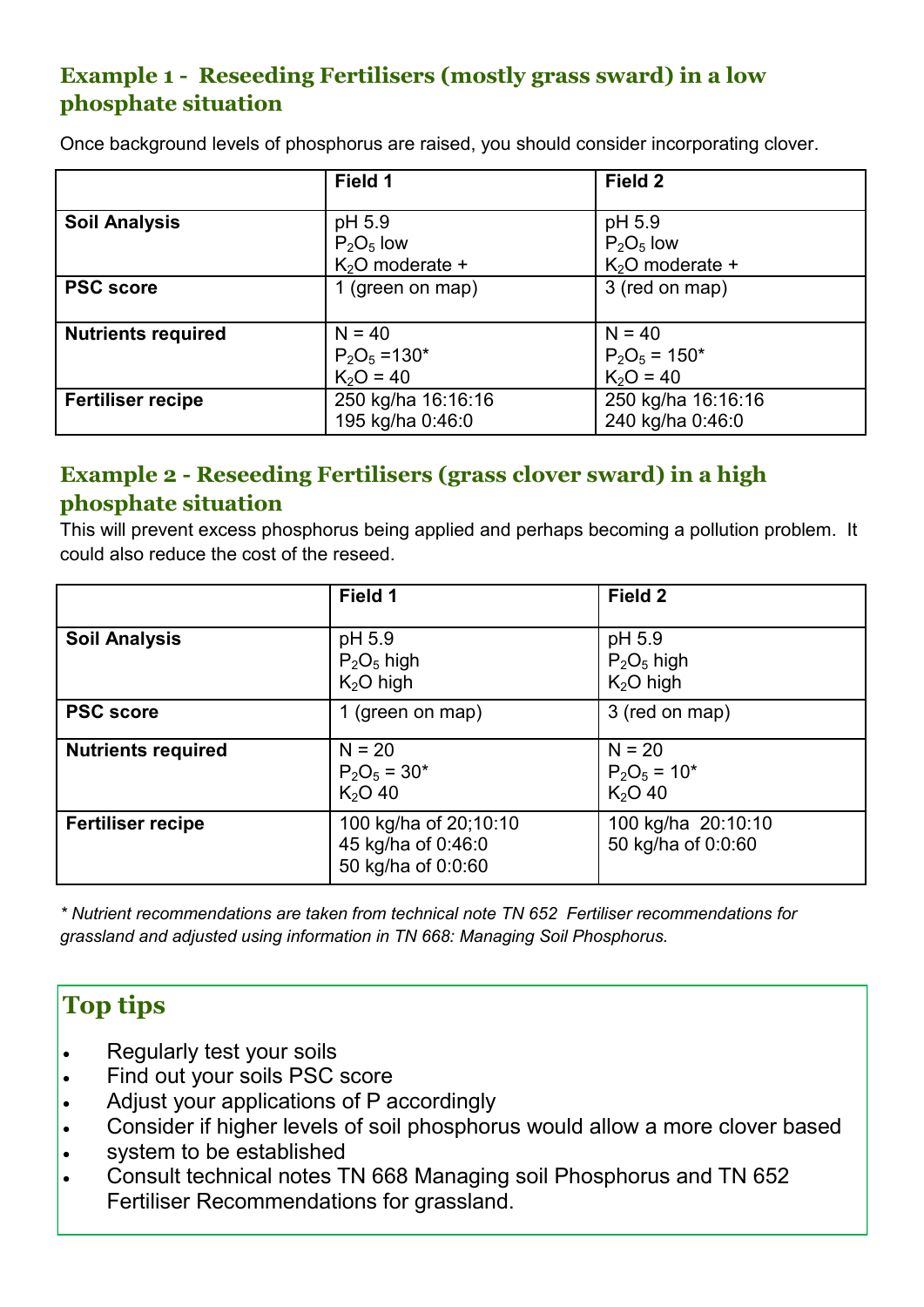### Example 1 - Reseeding Fertilisers (mostly grass sward) in a low phosphate situation

Once background levels of phosphorus are raised, you should consider incorporating clover.

| | Field 1 | Field 2 |
|---|---|---|
| **Soil Analysis** | pH 5.9<br>$P_2O_5$ low<br>$K_2O$ moderate + | pH 5.9<br>$P_2O_5$ low<br>$K_2O$ moderate + |
| **PSC score** | 1 (green on map) | 3 (red on map) |
| **Nutrients required** | N = 40<br>$P_2O_5$ =130*<br>$K_2O$ = 40 | N = 40<br>$P_2O_5$ = 150*<br>$K_2O$ = 40 |
| **Fertiliser recipe** | 250 kg/ha 16:16:16<br>195 kg/ha 0:46:0 | 250 kg/ha 16:16:16<br>240 kg/ha 0:46:0 |

### Example 2 - Reseeding Fertilisers (grass clover sward) in a high phosphate situation

This will prevent excess phosphorus being applied and perhaps becoming a pollution problem. It could also reduce the cost of the reseed.

| | Field 1 | Field 2 |
|---|---|---|
| **Soil Analysis** | pH 5.9<br>$P_2O_5$ high<br>$K_2O$ high | pH 5.9<br>$P_2O_5$ high<br>$K_2O$ high |
| **PSC score** | 1 (green on map) | 3 (red on map) |
| **Nutrients required** | N = 20<br>$P_2O_5$ = 30*<br>$K_2O$ 40 | N = 20<br>$P_2O_5$ = 10*<br>$K_2O$ 40 |
| **Fertiliser recipe** | 100 kg/ha of 20;10:10<br>45 kg/ha of 0:46:0<br>50 kg/ha of 0:0:60 | 100 kg/ha 20:10:10<br>50 kg/ha of 0:0:60 |

*\* Nutrient recommendations are taken from technical note TN 652 Fertiliser recommendations for grassland and adjusted using information in TN 668: Managing Soil Phosphorus.*

## Top tips

- Regularly test your soils
- Find out your soils PSC score
- Adjust your applications of P accordingly
- Consider if higher levels of soil phosphorus would allow a more clover based
- system to be established
- Consult technical notes TN 668 Managing soil Phosphorus and TN 652 Fertiliser Recommendations for grassland.